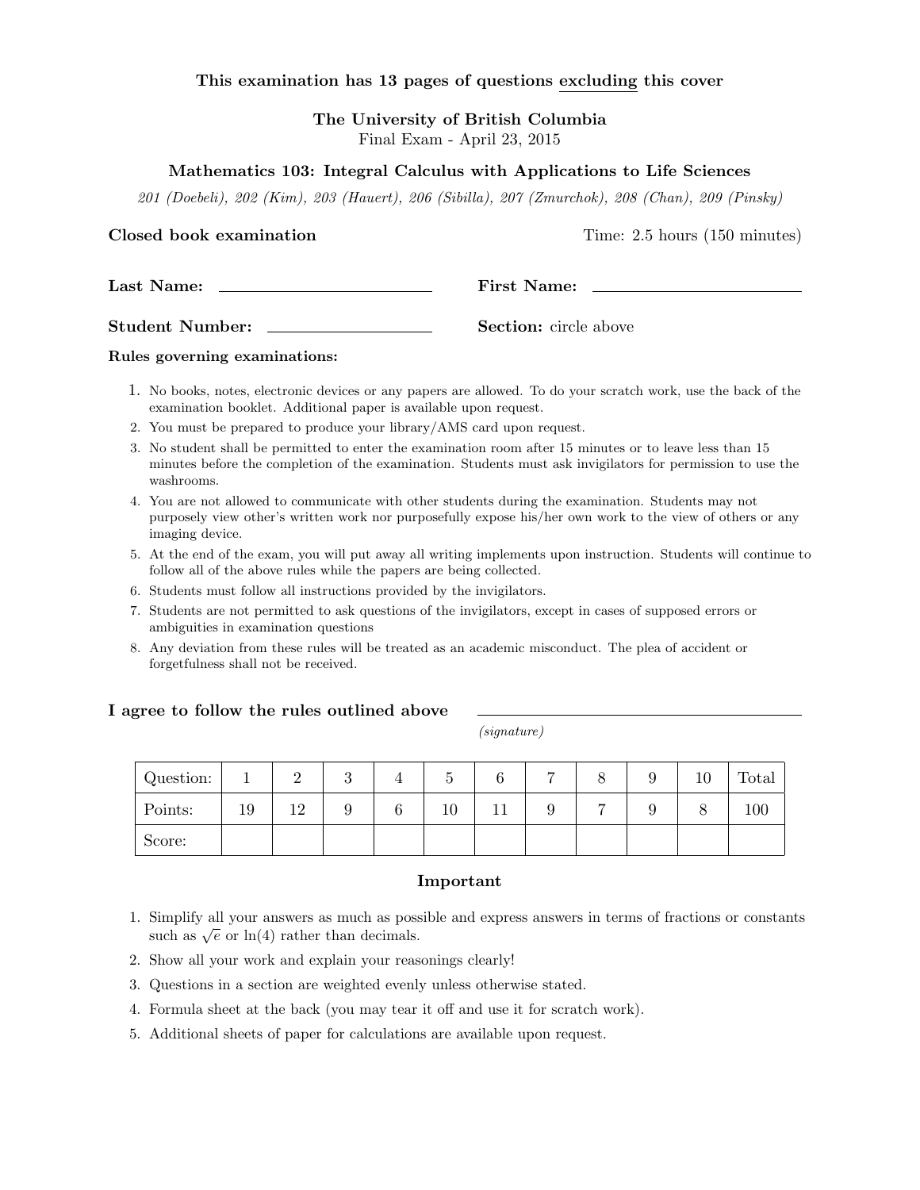**This examination has 13 pages of questions excluding this cover**

**The University of British Columbia**

Final Exam - April 23, 2015

**Mathematics 103: Integral Calculus with Applications to Life Sciences**

*201 (Doebeli), 202 (Kim), 203 (Hauert), 206 (Sibilla), 207 (Zmurchok), 208 (Chan), 209 (Pinsky)*

**Closed book examination** Time: 2.5 hours (150 minutes)

**Last Name:** ______________________ **First Name:** ______________________

**Student Number:** ________________ **Section:** circle above

**Rules governing examinations:**

1. No books, notes, electronic devices or any papers are allowed. To do your scratch work, use the back of the examination booklet. Additional paper is available upon request.
2. You must be prepared to produce your library/AMS card upon request.
3. No student shall be permitted to enter the examination room after 15 minutes or to leave less than 15 minutes before the completion of the examination. Students must ask invigilators for permission to use the washrooms.
4. You are not allowed to communicate with other students during the examination. Students may not purposely view other's written work nor purposefully expose his/her own work to the view of others or any imaging device.
5. At the end of the exam, you will put away all writing implements upon instruction. Students will continue to follow all of the above rules while the papers are being collected.
6. Students must follow all instructions provided by the invigilators.
7. Students are not permitted to ask questions of the invigilators, except in cases of supposed errors or ambiguities in examination questions
8. Any deviation from these rules will be treated as an academic misconduct. The plea of accident or forgetfulness shall not be received.

**I agree to follow the rules outlined above** ______________________________

*(signature)*

| Question: | 1 | 2 | 3 | 4 | 5 | 6 | 7 | 8 | 9 | 10 | Total |
|---|---|---|---|---|---|---|---|---|---|---|---|
| Points: | 19 | 12 | 9 | 6 | 10 | 11 | 9 | 7 | 9 | 8 | 100 |
| Score: | | | | | | | | | | | |

**Important**

1. Simplify all your answers as much as possible and express answers in terms of fractions or constants such as $\sqrt{e}$ or $\ln(4)$ rather than decimals.
2. Show all your work and explain your reasonings clearly!
3. Questions in a section are weighted evenly unless otherwise stated.
4. Formula sheet at the back (you may tear it off and use it for scratch work).
5. Additional sheets of paper for calculations are available upon request.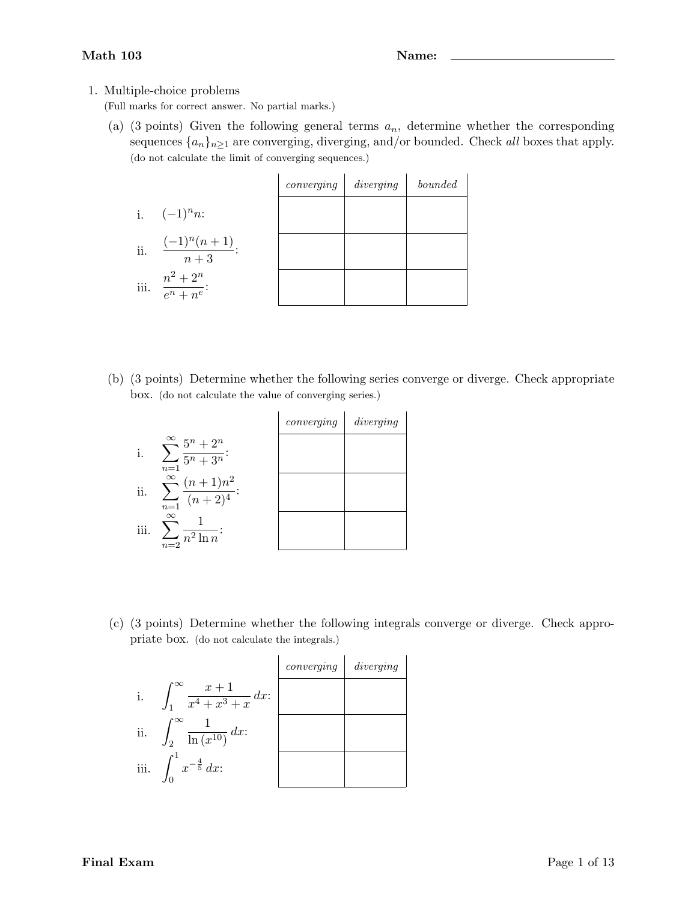**Math 103** **Name:** ____________________

1. Multiple-choice problems
   (Full marks for correct answer. No partial marks.)

   (a) (3 points) Given the following general terms $a_n$, determine whether the corresponding sequences $\{a_n\}_{n\geq 1}$ are converging, diverging, and/or bounded. Check *all* boxes that apply. (do not calculate the limit of converging sequences.)

| | *converging* | *diverging* | *bounded* |
|---|---|---|---|
| i. $(-1)^n n$: | | | |
| ii. $\dfrac{(-1)^n(n+1)}{n+3}$: | | | |
| iii. $\dfrac{n^2+2^n}{e^n+n^e}$: | | | |

   (b) (3 points) Determine whether the following series converge or diverge. Check appropriate box. (do not calculate the value of converging series.)

| | *converging* | *diverging* |
|---|---|---|
| i. $\displaystyle\sum_{n=1}^{\infty} \frac{5^n+2^n}{5^n+3^n}$: | | |
| ii. $\displaystyle\sum_{n=1}^{\infty} \frac{(n+1)n^2}{(n+2)^4}$: | | |
| iii. $\displaystyle\sum_{n=2}^{\infty} \frac{1}{n^2 \ln n}$: | | |

   (c) (3 points) Determine whether the following integrals converge or diverge. Check appropriate box. (do not calculate the integrals.)

| | *converging* | *diverging* |
|---|---|---|
| i. $\displaystyle\int_1^{\infty} \frac{x+1}{x^4+x^3+x}\,dx$: | | |
| ii. $\displaystyle\int_2^{\infty} \frac{1}{\ln(x^{10})}\,dx$: | | |
| iii. $\displaystyle\int_0^{1} x^{-\frac{4}{5}}\,dx$: | | |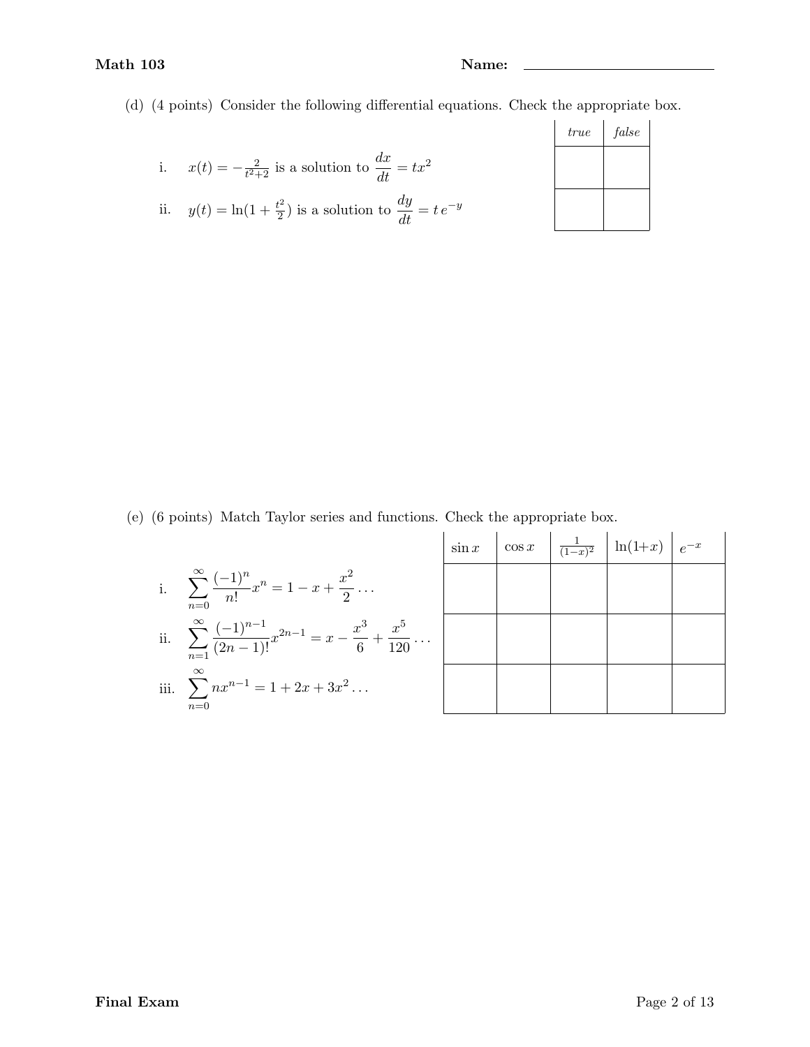(d) (4 points) Consider the following differential equations. Check the appropriate box.

i. $x(t) = -\frac{2}{t^2+2}$ is a solution to $\dfrac{dx}{dt} = tx^2$

ii. $y(t) = \ln(1 + \frac{t^2}{2})$ is a solution to $\dfrac{dy}{dt} = t\,e^{-y}$

| | *true* | *false* |
|---|---|---|
| i. | | |
| ii. | | |

(e) (6 points) Match Taylor series and functions. Check the appropriate box.

i. $\displaystyle\sum_{n=0}^{\infty} \frac{(-1)^n}{n!} x^n = 1 - x + \frac{x^2}{2} \dots$

ii. $\displaystyle\sum_{n=1}^{\infty} \frac{(-1)^{n-1}}{(2n-1)!} x^{2n-1} = x - \frac{x^3}{6} + \frac{x^5}{120} \dots$

iii. $\displaystyle\sum_{n=0}^{\infty} n x^{n-1} = 1 + 2x + 3x^2 \dots$

| | $\sin x$ | $\cos x$ | $\frac{1}{(1-x)^2}$ | $\ln(1+x)$ | $e^{-x}$ |
|---|---|---|---|---|---|
| i. | | | | | |
| ii. | | | | | |
| iii. | | | | | |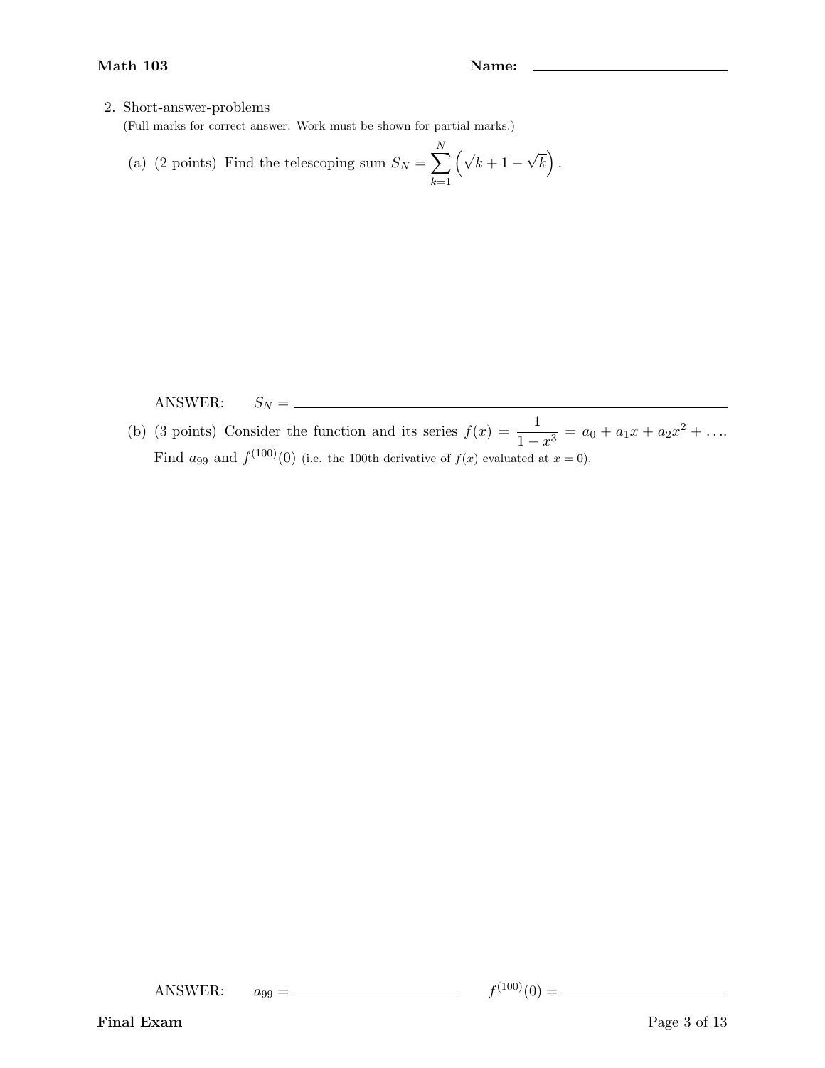2. Short-answer-problems

(Full marks for correct answer. Work must be shown for partial marks.)

(a) (2 points) Find the telescoping sum $S_N = \sum_{k=1}^{N} \left( \sqrt{k+1} - \sqrt{k} \right)$.

ANSWER: $S_N =$ \_\_\_\_\_\_\_\_\_\_\_\_\_\_\_\_\_\_\_\_

(b) (3 points) Consider the function and its series $f(x) = \dfrac{1}{1-x^3} = a_0 + a_1 x + a_2 x^2 + \ldots$. Find $a_{99}$ and $f^{(100)}(0)$ (i.e. the 100th derivative of $f(x)$ evaluated at $x = 0$).

ANSWER: $a_{99} =$ \_\_\_\_\_\_\_\_\_\_\_\_\_\_\_\_\_\_\_\_ $f^{(100)}(0) =$ \_\_\_\_\_\_\_\_\_\_\_\_\_\_\_\_\_\_\_\_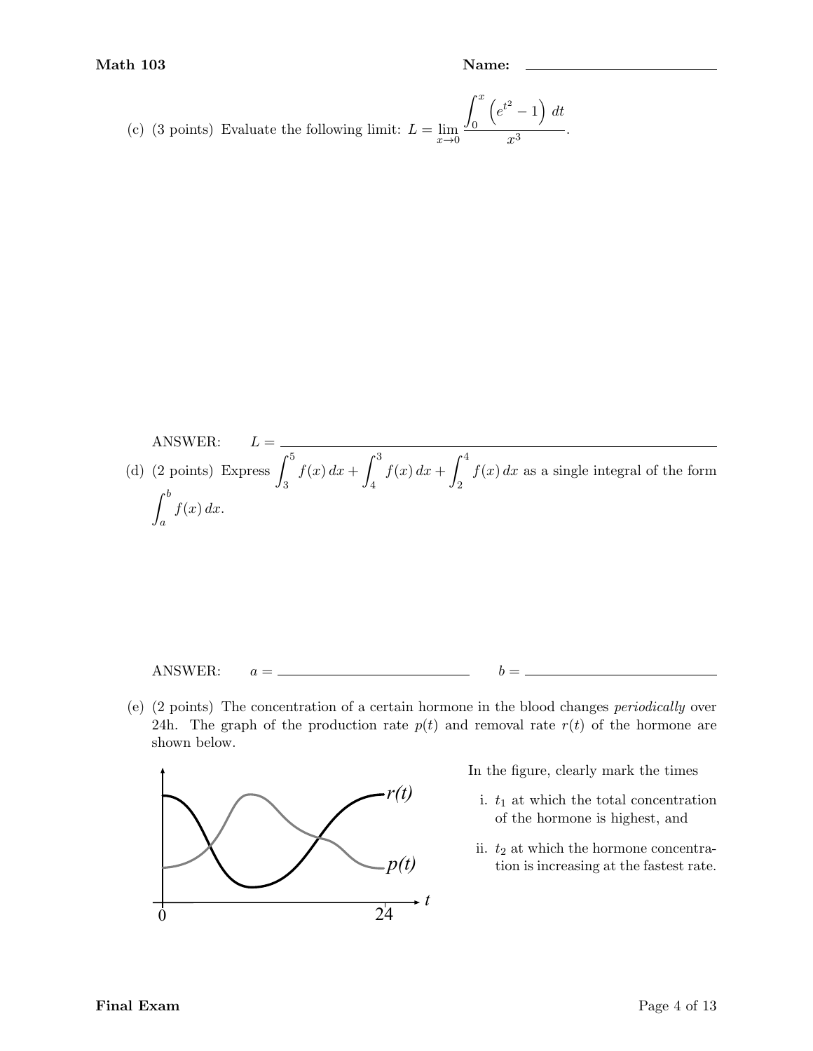(c) (3 points) Evaluate the following limit: $L = \lim_{x \to 0} \dfrac{\int_0^x \left(e^{t^2} - 1\right)\, dt}{x^3}$.

ANSWER: $L =$ ____________________

(d) (2 points) Express $\int_3^5 f(x)\,dx + \int_4^3 f(x)\,dx + \int_2^4 f(x)\,dx$ as a single integral of the form $\int_a^b f(x)\,dx$.

ANSWER: $a =$ ____________________ $b =$ ____________________

(e) (2 points) The concentration of a certain hormone in the blood changes *periodically* over 24h. The graph of the production rate $p(t)$ and removal rate $r(t)$ of the hormone are shown below.

r(t)

p(t)

t

0

24

In the figure, clearly mark the times

i. $t_1$ at which the total concentration of the hormone is highest, and

ii. $t_2$ at which the hormone concentration is increasing at the fastest rate.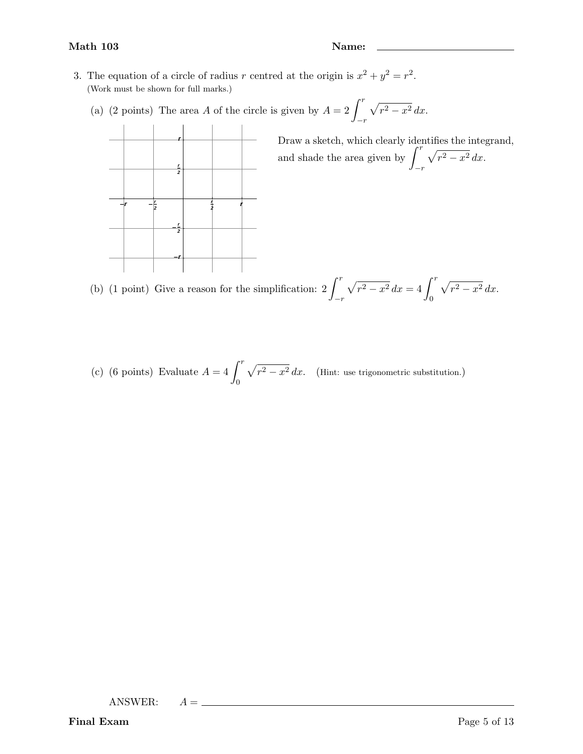3. The equation of a circle of radius $r$ centred at the origin is $x^2 + y^2 = r^2$.
(Work must be shown for full marks.)

(a) (2 points) The area $A$ of the circle is given by $A = 2\int_{-r}^{r} \sqrt{r^2 - x^2}\,dx$.

$r$

$\frac{r}{2}$

$-r$ $-\frac{r}{2}$ $\frac{r}{2}$ $r$

$-\frac{r}{2}$

$-r$

Draw a sketch, which clearly identifies the integrand, and shade the area given by $\int_{-r}^{r} \sqrt{r^2 - x^2}\,dx$.

(b) (1 point) Give a reason for the simplification: $2\int_{-r}^{r} \sqrt{r^2 - x^2}\,dx = 4\int_{0}^{r} \sqrt{r^2 - x^2}\,dx$.

(c) (6 points) Evaluate $A = 4\int_{0}^{r} \sqrt{r^2 - x^2}\,dx$. (Hint: use trigonometric substitution.)

ANSWER: $A =$ ______________________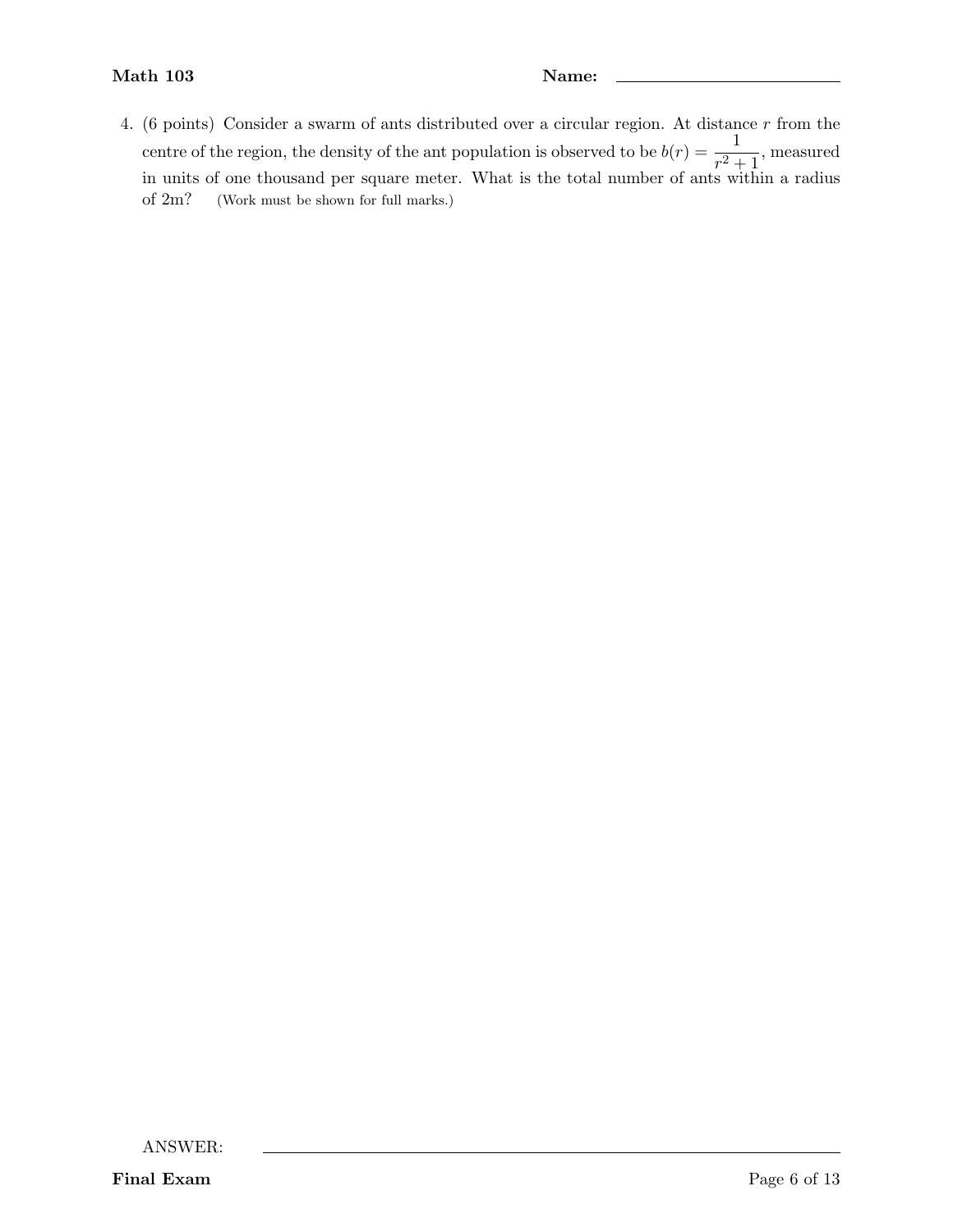4. (6 points) Consider a swarm of ants distributed over a circular region. At distance $r$ from the centre of the region, the density of the ant population is observed to be $b(r) = \frac{1}{r^2 + 1}$, measured in units of one thousand per square meter. What is the total number of ants within a radius of 2m? (Work must be shown for full marks.)

ANSWER: \_\_\_\_\_\_\_\_\_\_\_\_\_\_\_\_\_\_\_\_\_\_\_\_\_\_\_\_\_\_\_\_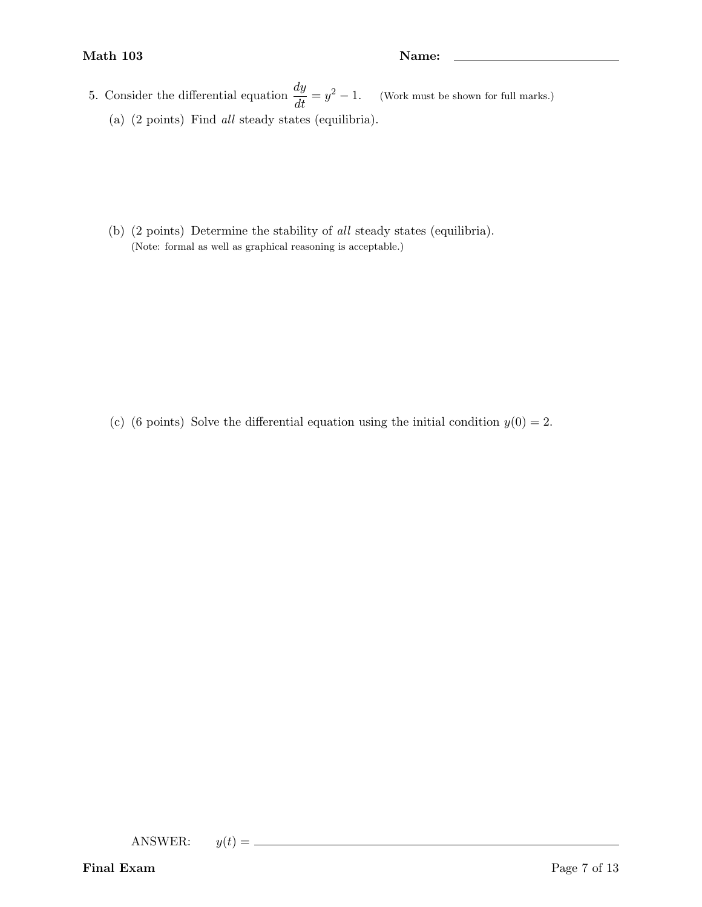Name: ______________________

5. Consider the differential equation $\frac{dy}{dt} = y^2 - 1$. (Work must be shown for full marks.)

   (a) (2 points) Find *all* steady states (equilibria).

   (b) (2 points) Determine the stability of *all* steady states (equilibria).
   (Note: formal as well as graphical reasoning is acceptable.)

   (c) (6 points) Solve the differential equation using the initial condition $y(0) = 2$.

ANSWER: $y(t) =$ ______________________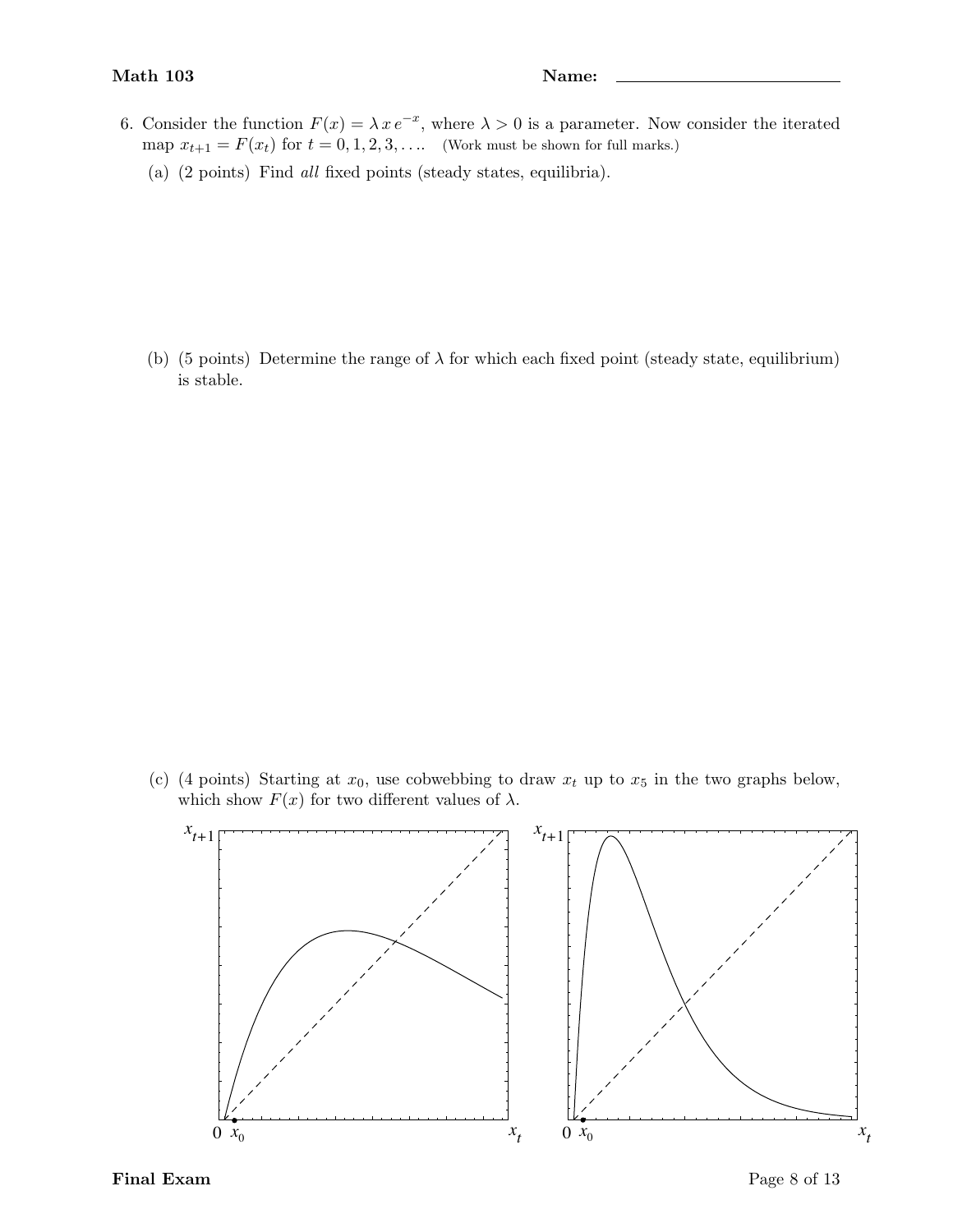6. Consider the function $F(x) = \lambda\, x\, e^{-x}$, where $\lambda > 0$ is a parameter. Now consider the iterated map $x_{t+1} = F(x_t)$ for $t = 0, 1, 2, 3, \ldots$. (Work must be shown for full marks.)

   (a) (2 points) Find *all* fixed points (steady states, equilibria).

   (b) (5 points) Determine the range of $\lambda$ for which each fixed point (steady state, equilibrium) is stable.

   (c) (4 points) Starting at $x_0$, use cobwebbing to draw $x_t$ up to $x_5$ in the two graphs below, which show $F(x)$ for two different values of $\lambda$.

$x_{t+1}$

0 $x_0$

$x_t$

$x_{t+1}$

0 $x_0$

$x_t$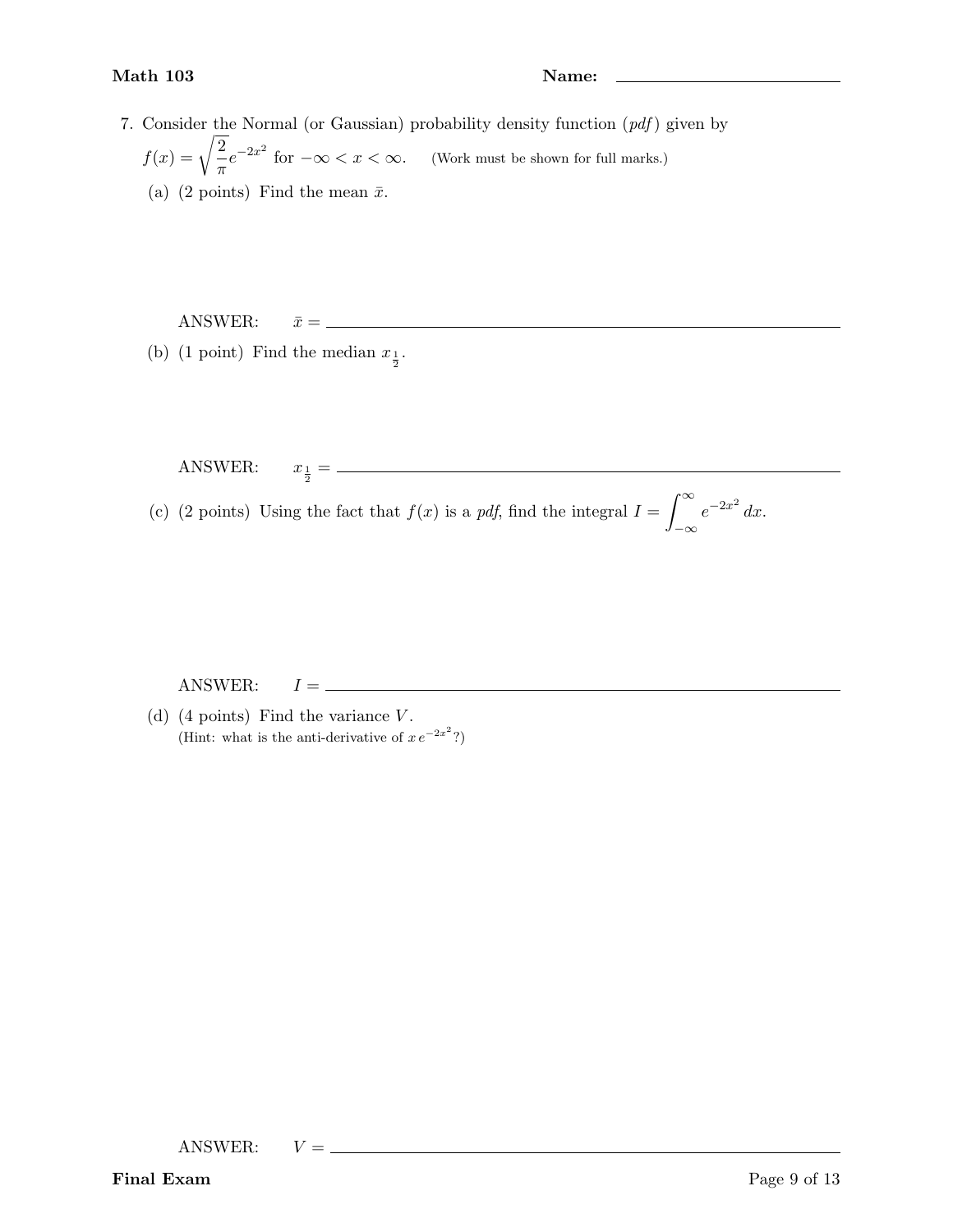Name: ____________________

7. Consider the Normal (or Gaussian) probability density function (*pdf*) given by $f(x) = \sqrt{\frac{2}{\pi}} e^{-2x^2}$ for $-\infty < x < \infty$. (Work must be shown for full marks.)

(a) (2 points) Find the mean $\bar{x}$.

ANSWER: $\bar{x} =$ ____________________

(b) (1 point) Find the median $x_{\frac{1}{2}}$.

ANSWER: $x_{\frac{1}{2}} =$ ____________________

(c) (2 points) Using the fact that $f(x)$ is a *pdf*, find the integral $I = \int_{-\infty}^{\infty} e^{-2x^2}\, dx$.

ANSWER: $I =$ ____________________

(d) (4 points) Find the variance $V$.
(Hint: what is the anti-derivative of $x\, e^{-2x^2}$?)

ANSWER: $V =$ ____________________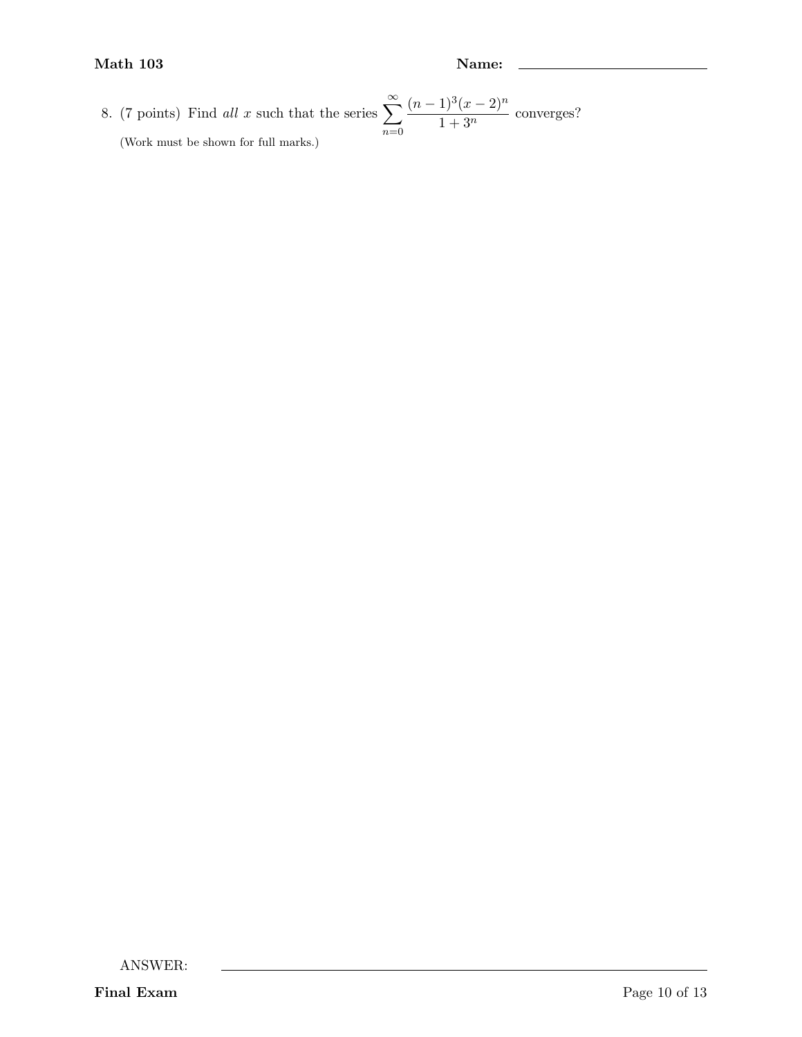8. (7 points) Find *all* $x$ such that the series $\displaystyle\sum_{n=0}^{\infty} \frac{(n-1)^3(x-2)^n}{1+3^n}$ converges?

(Work must be shown for full marks.)

ANSWER: ______________________________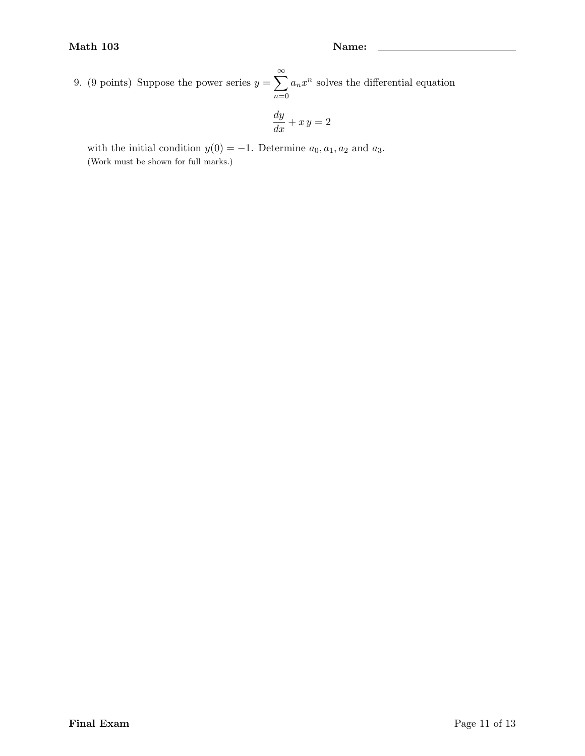9. (9 points) Suppose the power series $y = \sum_{n=0}^{\infty} a_n x^n$ solves the differential equation

$$\frac{dy}{dx} + x\,y = 2$$

with the initial condition $y(0) = -1$. Determine $a_0, a_1, a_2$ and $a_3$.
(Work must be shown for full marks.)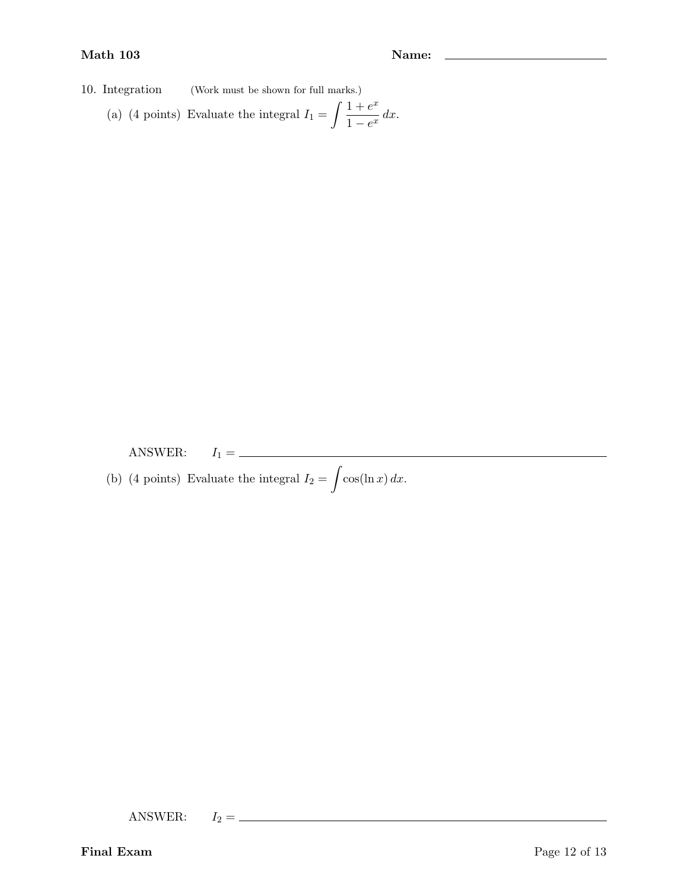Name: ____________________

10. Integration (Work must be shown for full marks.)

(a) (4 points) Evaluate the integral $I_1 = \displaystyle\int \frac{1+e^x}{1-e^x}\,dx$.

ANSWER: $I_1 =$ ____________________

(b) (4 points) Evaluate the integral $I_2 = \displaystyle\int \cos(\ln x)\,dx$.

ANSWER: $I_2 =$ ____________________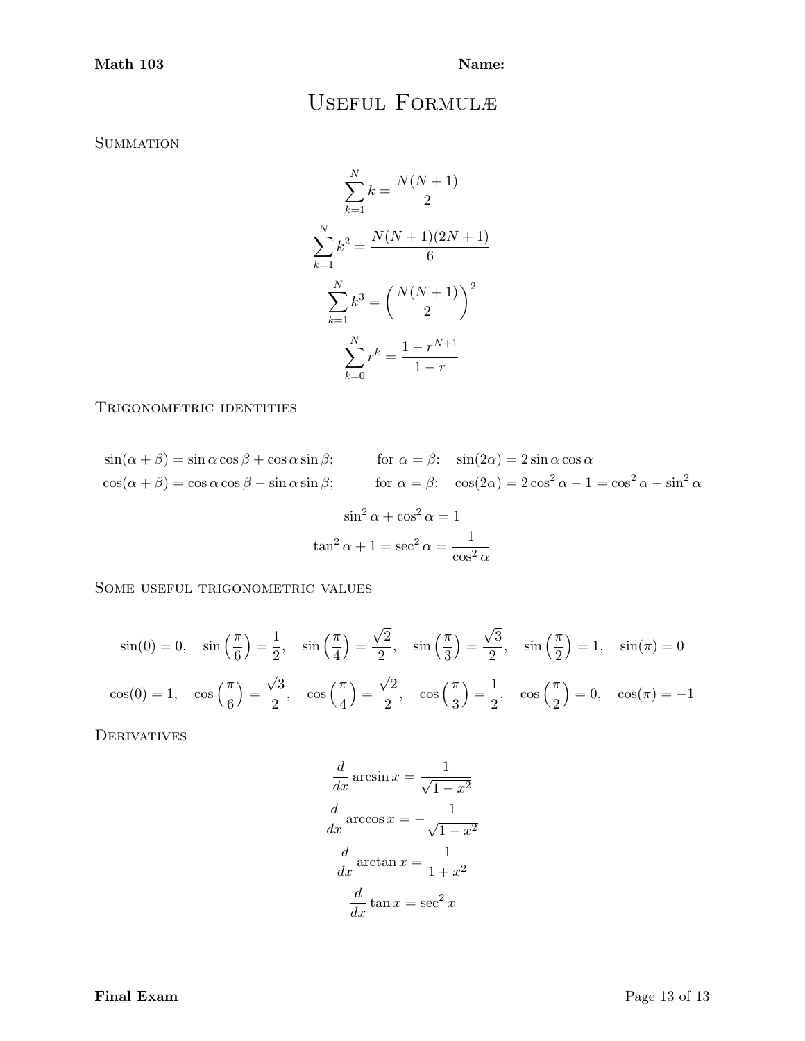# Useful Formulæ

## Summation

$$\sum_{k=1}^{N} k = \frac{N(N+1)}{2}$$

$$\sum_{k=1}^{N} k^2 = \frac{N(N+1)(2N+1)}{6}$$

$$\sum_{k=1}^{N} k^3 = \left(\frac{N(N+1)}{2}\right)^2$$

$$\sum_{k=0}^{N} r^k = \frac{1-r^{N+1}}{1-r}$$

## Trigonometric identities

$\sin(\alpha+\beta) = \sin\alpha\cos\beta + \cos\alpha\sin\beta;$ for $\alpha = \beta$: $\sin(2\alpha) = 2\sin\alpha\cos\alpha$

$\cos(\alpha+\beta) = \cos\alpha\cos\beta - \sin\alpha\sin\beta;$ for $\alpha = \beta$: $\cos(2\alpha) = 2\cos^2\alpha - 1 = \cos^2\alpha - \sin^2\alpha$

$$\sin^2\alpha + \cos^2\alpha = 1$$

$$\tan^2\alpha + 1 = \sec^2\alpha = \frac{1}{\cos^2\alpha}$$

## Some useful trigonometric values

$$\sin(0) = 0, \quad \sin\left(\frac{\pi}{6}\right) = \frac{1}{2}, \quad \sin\left(\frac{\pi}{4}\right) = \frac{\sqrt{2}}{2}, \quad \sin\left(\frac{\pi}{3}\right) = \frac{\sqrt{3}}{2}, \quad \sin\left(\frac{\pi}{2}\right) = 1, \quad \sin(\pi) = 0$$

$$\cos(0) = 1, \quad \cos\left(\frac{\pi}{6}\right) = \frac{\sqrt{3}}{2}, \quad \cos\left(\frac{\pi}{4}\right) = \frac{\sqrt{2}}{2}, \quad \cos\left(\frac{\pi}{3}\right) = \frac{1}{2}, \quad \cos\left(\frac{\pi}{2}\right) = 0, \quad \cos(\pi) = -1$$

## Derivatives

$$\frac{d}{dx}\arcsin x = \frac{1}{\sqrt{1-x^2}}$$

$$\frac{d}{dx}\arccos x = -\frac{1}{\sqrt{1-x^2}}$$

$$\frac{d}{dx}\arctan x = \frac{1}{1+x^2}$$

$$\frac{d}{dx}\tan x = \sec^2 x$$